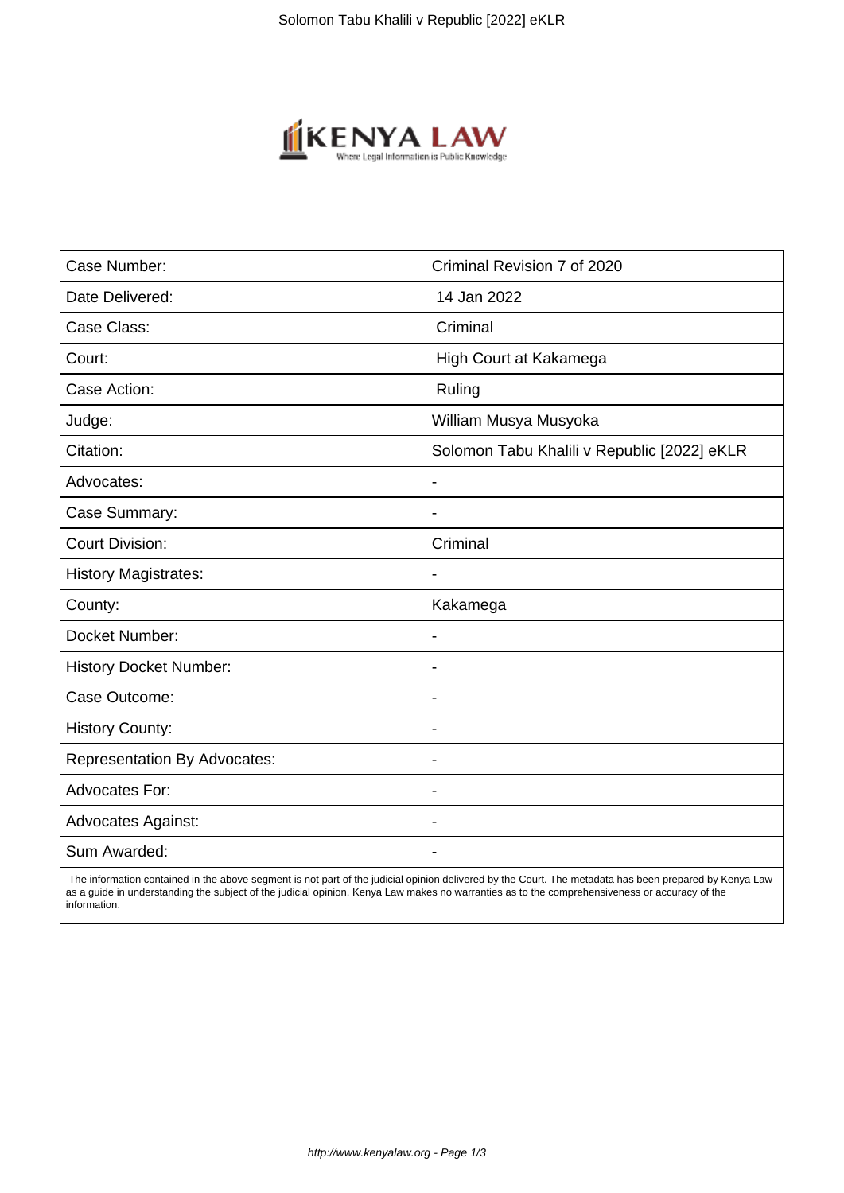| Case Number: | Criminal Revision 7 of 2020 |
| --- | --- |
| Date Delivered: | 14 Jan 2022 |
| Case Class: | Criminal |
| Court: | High Court at Kakamega |
| Case Action: | Ruling |
| Judge: | William Musya Musyoka |
| Citation: | Solomon Tabu Khalili v Republic [2022] eKLR |
| Advocates: | - |
| Case Summary: | - |
| Court Division: | Criminal |
| History Magistrates: | - |
| County: | Kakamega |
| Docket Number: | - |
| History Docket Number: | - |
| Case Outcome: | - |
| History County: | - |
| Representation By Advocates: | - |
| Advocates For: | - |
| Advocates Against: | - |
| Sum Awarded: | - |

The information contained in the above segment is not part of the judicial opinion delivered by the Court. The metadata has been prepared by Kenya Law as a guide in understanding the subject of the judicial opinion. Kenya Law makes no warranties as to the comprehensiveness or accuracy of the information.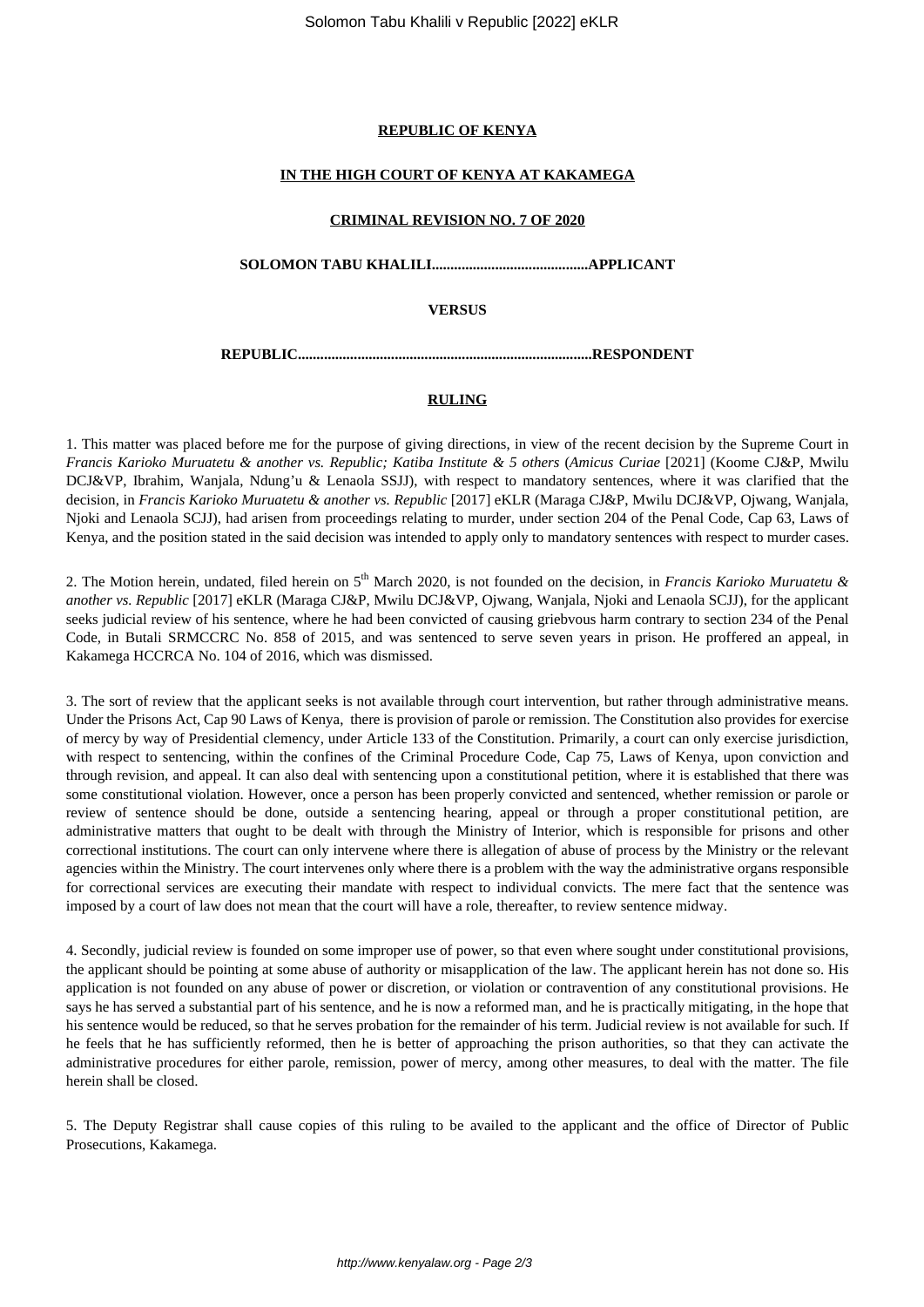**REPUBLIC OF KENYA**

**IN THE HIGH COURT OF KENYA AT KAKAMEGA**

**CRIMINAL REVISION NO. 7 OF 2020**

**SOLOMON TABU KHALILI..........................................APPLICANT**

**VERSUS**

**REPUBLIC..............................................................................RESPONDENT**

**RULING**

1. This matter was placed before me for the purpose of giving directions, in view of the recent decision by the Supreme Court in *Francis Karioko Muruatetu & another vs. Republic; Katiba Institute & 5 others* (*Amicus Curiae* [2021] (Koome CJ&P, Mwilu DCJ&VP, Ibrahim, Wanjala, Ndung'u & Lenaola SSJJ), with respect to mandatory sentences, where it was clarified that the decision, in *Francis Karioko Muruatetu & another vs. Republic* [2017] eKLR (Maraga CJ&P, Mwilu DCJ&VP, Ojwang, Wanjala, Njoki and Lenaola SCJJ), had arisen from proceedings relating to murder, under section 204 of the Penal Code, Cap 63, Laws of Kenya, and the position stated in the said decision was intended to apply only to mandatory sentences with respect to murder cases.

2. The Motion herein, undated, filed herein on 5th March 2020, is not founded on the decision, in *Francis Karioko Muruatetu & another vs. Republic* [2017] eKLR (Maraga CJ&P, Mwilu DCJ&VP, Ojwang, Wanjala, Njoki and Lenaola SCJJ), for the applicant seeks judicial review of his sentence, where he had been convicted of causing griebvous harm contrary to section 234 of the Penal Code, in Butali SRMCCRC No. 858 of 2015, and was sentenced to serve seven years in prison. He proffered an appeal, in Kakamega HCCRCA No. 104 of 2016, which was dismissed.

3. The sort of review that the applicant seeks is not available through court intervention, but rather through administrative means. Under the Prisons Act, Cap 90 Laws of Kenya, there is provision of parole or remission. The Constitution also provides for exercise of mercy by way of Presidential clemency, under Article 133 of the Constitution. Primarily, a court can only exercise jurisdiction, with respect to sentencing, within the confines of the Criminal Procedure Code, Cap 75, Laws of Kenya, upon conviction and through revision, and appeal. It can also deal with sentencing upon a constitutional petition, where it is established that there was some constitutional violation. However, once a person has been properly convicted and sentenced, whether remission or parole or review of sentence should be done, outside a sentencing hearing, appeal or through a proper constitutional petition, are administrative matters that ought to be dealt with through the Ministry of Interior, which is responsible for prisons and other correctional institutions. The court can only intervene where there is allegation of abuse of process by the Ministry or the relevant agencies within the Ministry. The court intervenes only where there is a problem with the way the administrative organs responsible for correctional services are executing their mandate with respect to individual convicts. The mere fact that the sentence was imposed by a court of law does not mean that the court will have a role, thereafter, to review sentence midway.

4. Secondly, judicial review is founded on some improper use of power, so that even where sought under constitutional provisions, the applicant should be pointing at some abuse of authority or misapplication of the law. The applicant herein has not done so. His application is not founded on any abuse of power or discretion, or violation or contravention of any constitutional provisions. He says he has served a substantial part of his sentence, and he is now a reformed man, and he is practically mitigating, in the hope that his sentence would be reduced, so that he serves probation for the remainder of his term. Judicial review is not available for such. If he feels that he has sufficiently reformed, then he is better of approaching the prison authorities, so that they can activate the administrative procedures for either parole, remission, power of mercy, among other measures, to deal with the matter. The file herein shall be closed.

5. The Deputy Registrar shall cause copies of this ruling to be availed to the applicant and the office of Director of Public Prosecutions, Kakamega.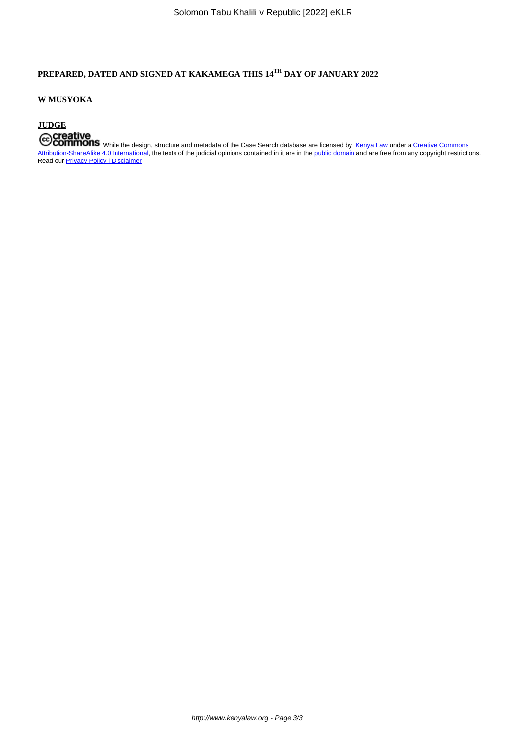**PREPARED, DATED AND SIGNED AT KAKAMEGA THIS 14TH DAY OF JANUARY 2022**

**W MUSYOKA**

**JUDGE**

While the design, structure and metadata of the Case Search database are licensed by Kenya Law under a Creative Commons Attribution-ShareAlike 4.0 International, the texts of the judicial opinions contained in it are in the public domain and are free from any copyright restrictions. Read our Privacy Policy | Disclaimer